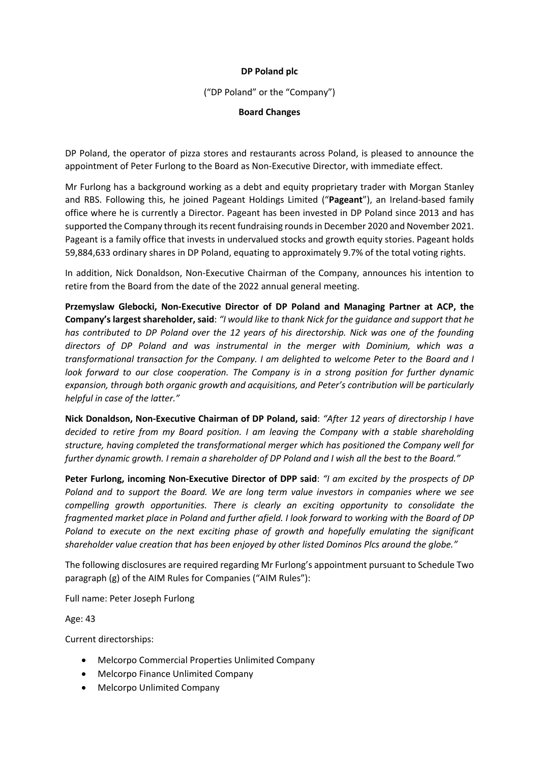**DP Poland plc**

("DP Poland" or the "Company")

**Board Changes**

DP Poland, the operator of pizza stores and restaurants across Poland, is pleased to announce the appointment of Peter Furlong to the Board as Non-Executive Director, with immediate effect.

Mr Furlong has a background working as a debt and equity proprietary trader with Morgan Stanley and RBS. Following this, he joined Pageant Holdings Limited ("**Pageant**"), an Ireland-based family office where he is currently a Director. Pageant has been invested in DP Poland since 2013 and has supported the Company through its recent fundraising rounds in December 2020 and November 2021. Pageant is a family office that invests in undervalued stocks and growth equity stories. Pageant holds 59,884,633 ordinary shares in DP Poland, equating to approximately 9.7% of the total voting rights.

In addition, Nick Donaldson, Non-Executive Chairman of the Company, announces his intention to retire from the Board from the date of the 2022 annual general meeting.

**Przemyslaw Glebocki, Non-Executive Director of DP Poland and Managing Partner at ACP, the Company's largest shareholder, said**: *"I would like to thank Nick for the guidance and support that he has contributed to DP Poland over the 12 years of his directorship. Nick was one of the founding directors of DP Poland and was instrumental in the merger with Dominium, which was a transformational transaction for the Company. I am delighted to welcome Peter to the Board and I look forward to our close cooperation. The Company is in a strong position for further dynamic expansion, through both organic growth and acquisitions, and Peter's contribution will be particularly helpful in case of the latter."*

**Nick Donaldson, Non-Executive Chairman of DP Poland, said**: *"After 12 years of directorship I have decided to retire from my Board position. I am leaving the Company with a stable shareholding structure, having completed the transformational merger which has positioned the Company well for further dynamic growth. I remain a shareholder of DP Poland and I wish all the best to the Board."*

**Peter Furlong, incoming Non-Executive Director of DPP said**: *"I am excited by the prospects of DP Poland and to support the Board. We are long term value investors in companies where we see compelling growth opportunities. There is clearly an exciting opportunity to consolidate the fragmented market place in Poland and further afield. I look forward to working with the Board of DP Poland to execute on the next exciting phase of growth and hopefully emulating the significant shareholder value creation that has been enjoyed by other listed Dominos Plcs around the globe."*

The following disclosures are required regarding Mr Furlong's appointment pursuant to Schedule Two paragraph (g) of the AIM Rules for Companies ("AIM Rules"):

Full name: Peter Joseph Furlong

Age: 43

Current directorships:

- Melcorpo Commercial Properties Unlimited Company
- Melcorpo Finance Unlimited Company
- Melcorpo Unlimited Company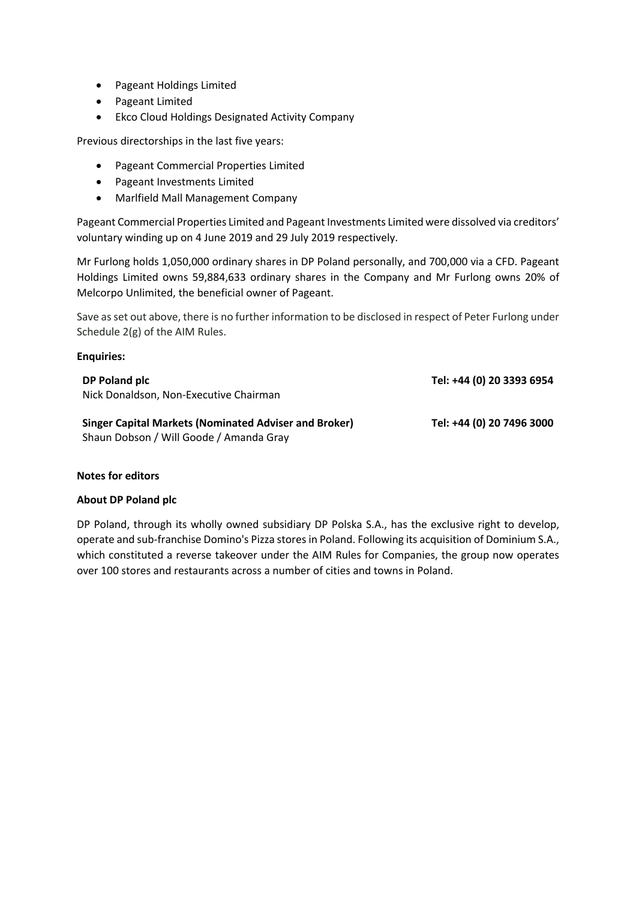- Pageant Holdings Limited
- Pageant Limited
- Ekco Cloud Holdings Designated Activity Company

Previous directorships in the last five years:

- Pageant Commercial Properties Limited
- Pageant Investments Limited
- Marlfield Mall Management Company

Pageant Commercial Properties Limited and Pageant Investments Limited were dissolved via creditors' voluntary winding up on 4 June 2019 and 29 July 2019 respectively.

Mr Furlong holds 1,050,000 ordinary shares in DP Poland personally, and 700,000 via a CFD. Pageant Holdings Limited owns 59,884,633 ordinary shares in the Company and Mr Furlong owns 20% of Melcorpo Unlimited, the beneficial owner of Pageant.

Save as set out above, there is no further information to be disclosed in respect of Peter Furlong under Schedule 2(g) of the AIM Rules.

**Enquiries:**

| | |
|---|---|
| **DP Poland plc**<br>Nick Donaldson, Non-Executive Chairman | **Tel: +44 (0) 20 3393 6954** |
| **Singer Capital Markets (Nominated Adviser and Broker)**<br>Shaun Dobson / Will Goode / Amanda Gray | **Tel: +44 (0) 20 7496 3000** |

**Notes for editors**

**About DP Poland plc**

DP Poland, through its wholly owned subsidiary DP Polska S.A., has the exclusive right to develop, operate and sub-franchise Domino's Pizza stores in Poland. Following its acquisition of Dominium S.A., which constituted a reverse takeover under the AIM Rules for Companies, the group now operates over 100 stores and restaurants across a number of cities and towns in Poland.